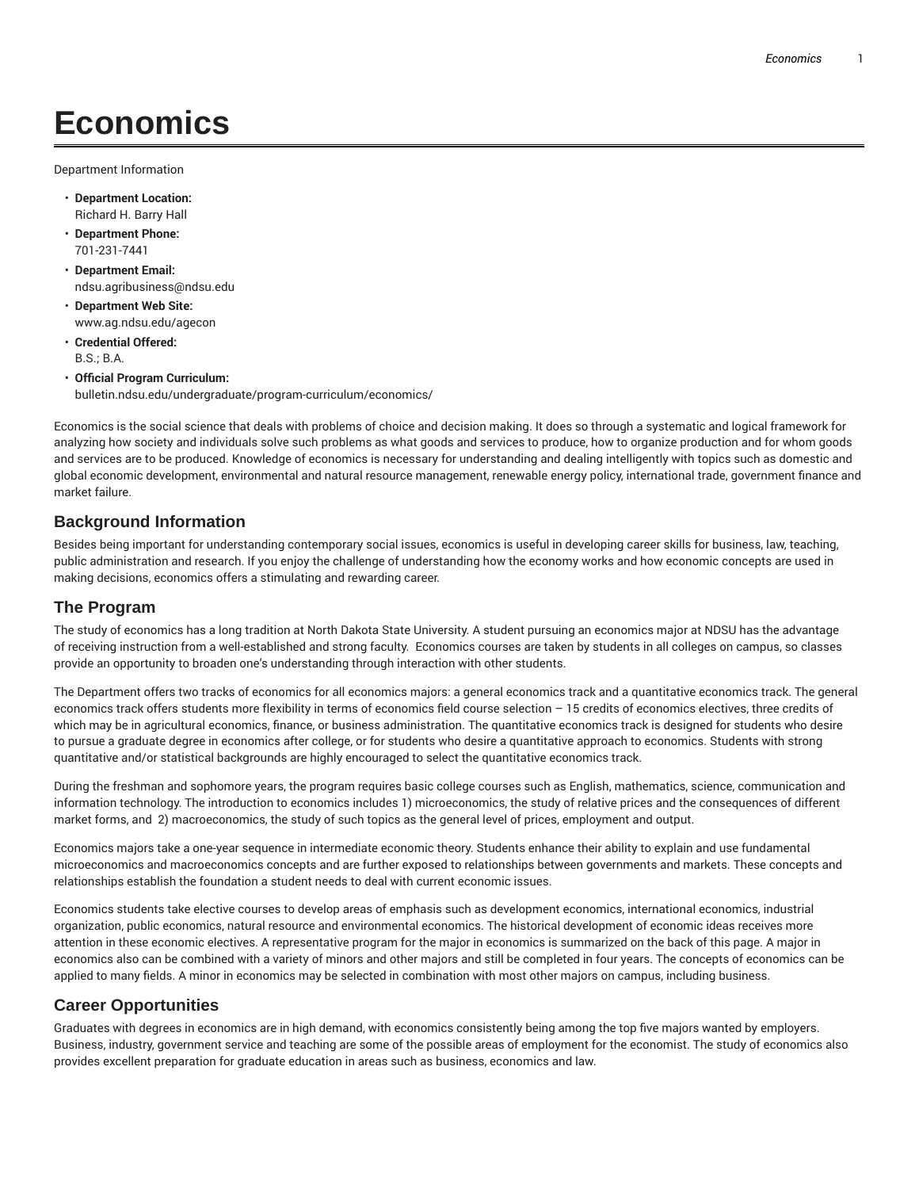# Economics

Department Information

- **Department Location:**
  Richard H. Barry Hall
- **Department Phone:**
  701-231-7441
- **Department Email:**
  ndsu.agribusiness@ndsu.edu
- **Department Web Site:**
  www.ag.ndsu.edu/agecon
- **Credential Offered:**
  B.S.; B.A.
- **Official Program Curriculum:**
  bulletin.ndsu.edu/undergraduate/program-curriculum/economics/

Economics is the social science that deals with problems of choice and decision making. It does so through a systematic and logical framework for analyzing how society and individuals solve such problems as what goods and services to produce, how to organize production and for whom goods and services are to be produced. Knowledge of economics is necessary for understanding and dealing intelligently with topics such as domestic and global economic development, environmental and natural resource management, renewable energy policy, international trade, government finance and market failure.

## Background Information

Besides being important for understanding contemporary social issues, economics is useful in developing career skills for business, law, teaching, public administration and research. If you enjoy the challenge of understanding how the economy works and how economic concepts are used in making decisions, economics offers a stimulating and rewarding career.

## The Program

The study of economics has a long tradition at North Dakota State University. A student pursuing an economics major at NDSU has the advantage of receiving instruction from a well-established and strong faculty. Economics courses are taken by students in all colleges on campus, so classes provide an opportunity to broaden one's understanding through interaction with other students.

The Department offers two tracks of economics for all economics majors: a general economics track and a quantitative economics track. The general economics track offers students more flexibility in terms of economics field course selection – 15 credits of economics electives, three credits of which may be in agricultural economics, finance, or business administration. The quantitative economics track is designed for students who desire to pursue a graduate degree in economics after college, or for students who desire a quantitative approach to economics. Students with strong quantitative and/or statistical backgrounds are highly encouraged to select the quantitative economics track.

During the freshman and sophomore years, the program requires basic college courses such as English, mathematics, science, communication and information technology. The introduction to economics includes 1) microeconomics, the study of relative prices and the consequences of different market forms, and 2) macroeconomics, the study of such topics as the general level of prices, employment and output.

Economics majors take a one-year sequence in intermediate economic theory. Students enhance their ability to explain and use fundamental microeconomics and macroeconomics concepts and are further exposed to relationships between governments and markets. These concepts and relationships establish the foundation a student needs to deal with current economic issues.

Economics students take elective courses to develop areas of emphasis such as development economics, international economics, industrial organization, public economics, natural resource and environmental economics. The historical development of economic ideas receives more attention in these economic electives. A representative program for the major in economics is summarized on the back of this page. A major in economics also can be combined with a variety of minors and other majors and still be completed in four years. The concepts of economics can be applied to many fields. A minor in economics may be selected in combination with most other majors on campus, including business.

## Career Opportunities

Graduates with degrees in economics are in high demand, with economics consistently being among the top five majors wanted by employers. Business, industry, government service and teaching are some of the possible areas of employment for the economist. The study of economics also provides excellent preparation for graduate education in areas such as business, economics and law.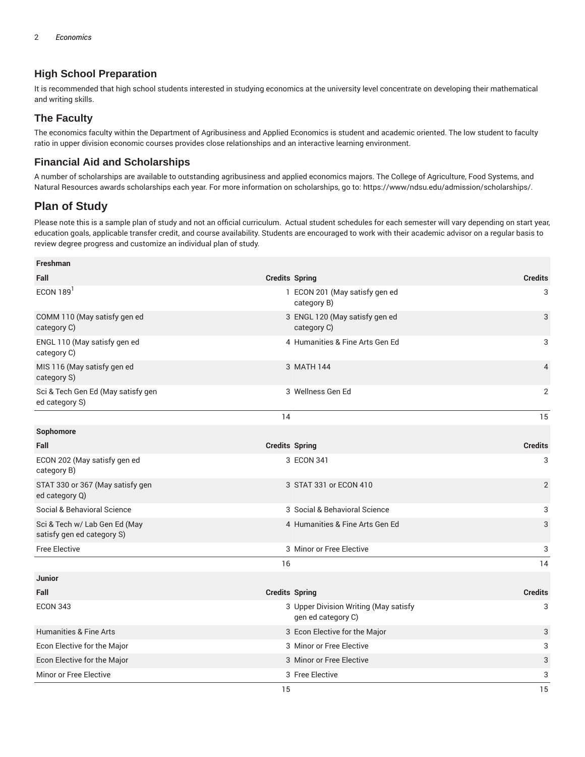## High School Preparation

It is recommended that high school students interested in studying economics at the university level concentrate on developing their mathematical and writing skills.

## The Faculty

The economics faculty within the Department of Agribusiness and Applied Economics is student and academic oriented. The low student to faculty ratio in upper division economic courses provides close relationships and an interactive learning environment.

## Financial Aid and Scholarships

A number of scholarships are available to outstanding agribusiness and applied economics majors. The College of Agriculture, Food Systems, and Natural Resources awards scholarships each year. For more information on scholarships, go to: https://www/ndsu.edu/admission/scholarships/.

## Plan of Study

Please note this is a sample plan of study and not an official curriculum. Actual student schedules for each semester will vary depending on start year, education goals, applicable transfer credit, and course availability. Students are encouraged to work with their academic advisor on a regular basis to review degree progress and customize an individual plan of study.

| Freshman | | | |
|---|---|---|---|
| **Fall** | **Credits** | **Spring** | **Credits** |
| ECON 189[1] | 1 | ECON 201 (May satisfy gen ed category B) | 3 |
| COMM 110 (May satisfy gen ed category C) | 3 | ENGL 120 (May satisfy gen ed category C) | 3 |
| ENGL 110 (May satisfy gen ed category C) | 4 | Humanities & Fine Arts Gen Ed | 3 |
| MIS 116 (May satisfy gen ed category S) | 3 | MATH 144 | 4 |
| Sci & Tech Gen Ed (May satisfy gen ed category S) | 3 | Wellness Gen Ed | 2 |
| | 14 | | 15 |
| **Sophomore** | | | |
| **Fall** | **Credits** | **Spring** | **Credits** |
| ECON 202 (May satisfy gen ed category B) | 3 | ECON 341 | 3 |
| STAT 330 or 367 (May satisfy gen ed category Q) | 3 | STAT 331 or ECON 410 | 2 |
| Social & Behavioral Science | 3 | Social & Behavioral Science | 3 |
| Sci & Tech w/ Lab Gen Ed (May satisfy gen ed category S) | 4 | Humanities & Fine Arts Gen Ed | 3 |
| Free Elective | 3 | Minor or Free Elective | 3 |
| | 16 | | 14 |
| **Junior** | | | |
| **Fall** | **Credits** | **Spring** | **Credits** |
| ECON 343 | 3 | Upper Division Writing (May satisfy gen ed category C) | 3 |
| Humanities & Fine Arts | 3 | Econ Elective for the Major | 3 |
| Econ Elective for the Major | 3 | Minor or Free Elective | 3 |
| Econ Elective for the Major | 3 | Minor or Free Elective | 3 |
| Minor or Free Elective | 3 | Free Elective | 3 |
| | 15 | | 15 |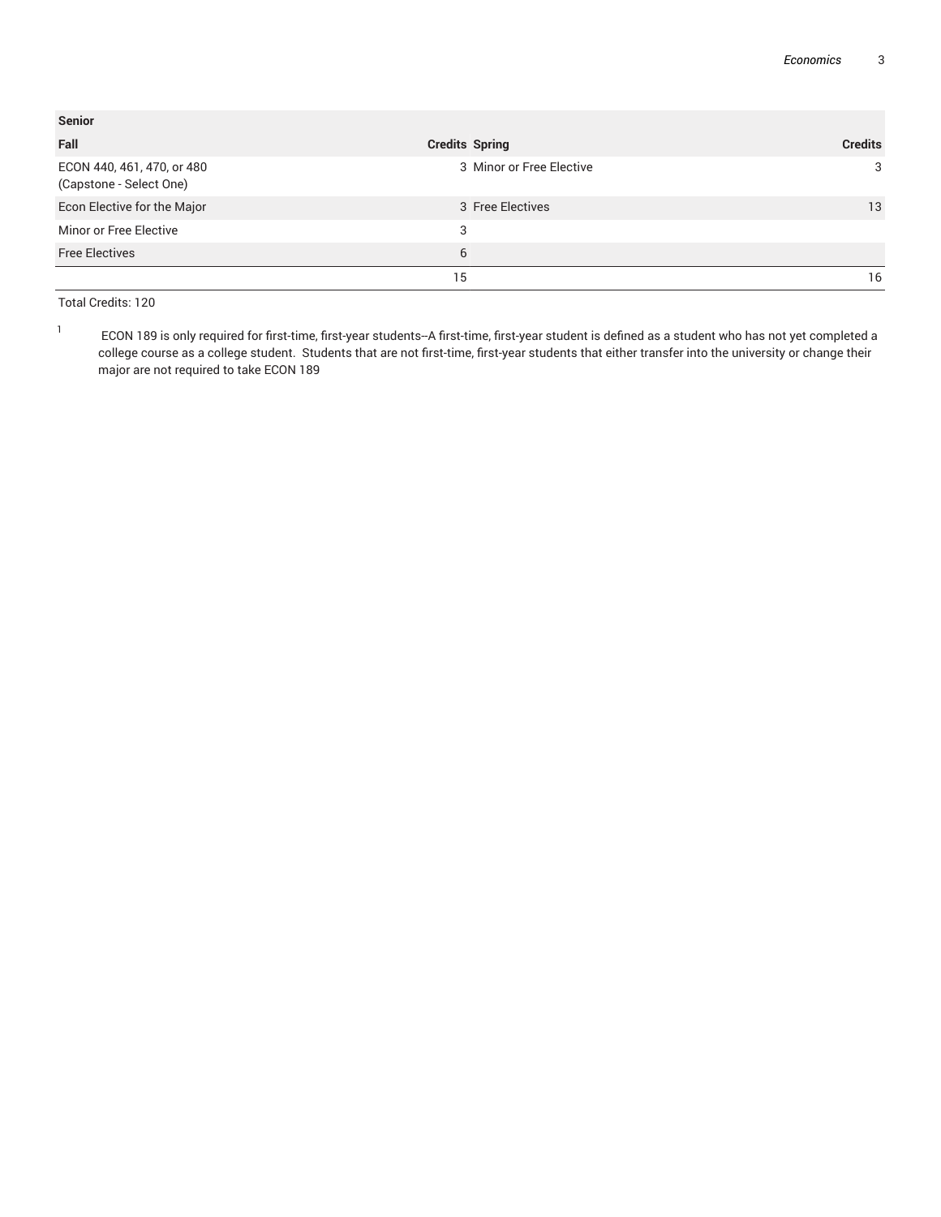| Senior | | | |
|---|---|---|---|
| **Fall** | **Credits** | **Spring** | **Credits** |
| ECON 440, 461, 470, or 480 (Capstone - Select One) | 3 | Minor or Free Elective | 3 |
| Econ Elective for the Major | 3 | Free Electives | 13 |
| Minor or Free Elective | 3 | | |
| Free Electives | 6 | | |
| | 15 | | 16 |

Total Credits: 120

[1] ECON 189 is only required for first-time, first-year students--A first-time, first-year student is defined as a student who has not yet completed a college course as a college student. Students that are not first-time, first-year students that either transfer into the university or change their major are not required to take ECON 189